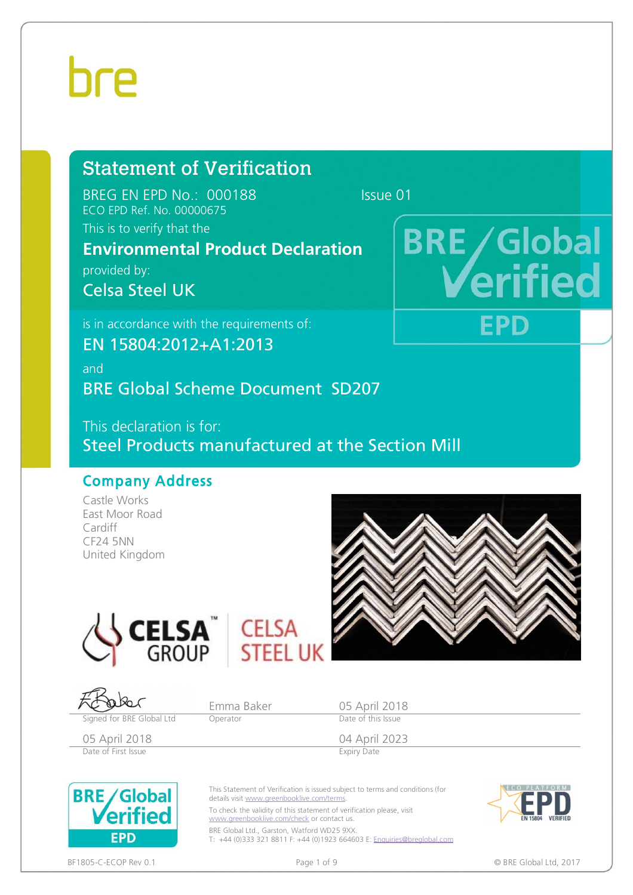bre

# Statement of Verification

BREG EN EPD No.: 000188 Issue 01

ECO EPD Ref. No. 00000675

This is to verify that the

**Environmental Product Declaration**

provided by:

Celsa Steel UK

is in accordance with the requirements of:

EN 15804:2012+A1:2013

and

BRE Global Scheme Document SD207

This declaration is for:

Steel Products manufactured at the Section Mill

BRE Global Verified EPD

## Company Address

Castle Works
East Moor Road
Cardiff
CF24 5NN
United Kingdom

CELSA GROUP™ CELSA STEEL UK

| | | |
|---|---|---|
| Signed for BRE Global Ltd | Emma Baker<br>Operator | 05 April 2018<br>Date of this Issue |
| 05 April 2018<br>Date of First Issue | | 04 April 2023<br>Expiry Date |

This Statement of Verification is issued subject to terms and conditions (for details visit www.greenbooklive.com/terms.

To check the validity of this statement of verification please, visit www.greenbooklive.com/check or contact us.

BRE Global Ltd., Garston, Watford WD25 9XX.
T: +44 (0)333 321 8811 F: +44 (0)1923 664603 E: Enquiries@breglobal.com

ECO PLATFORM EPD EN 15804 VERIFIED

BF1805-C-ECOP Rev 0.1 © BRE Global Ltd, 2017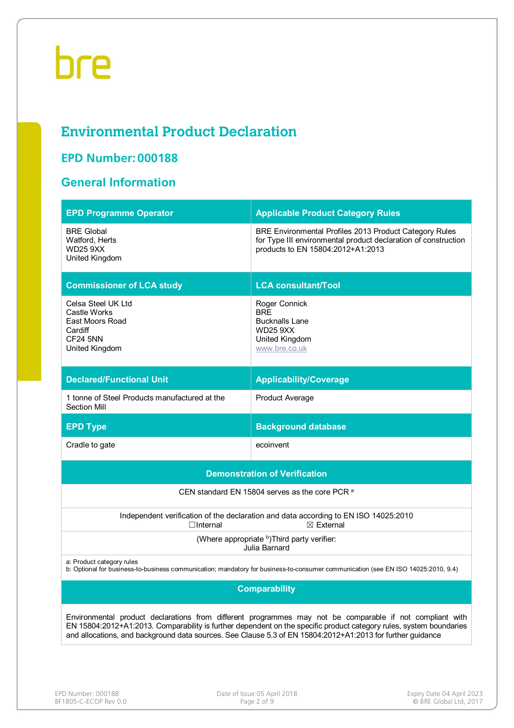# Environmental Product Declaration

## EPD Number: 000188

## General Information

| EPD Programme Operator | Applicable Product Category Rules |
|---|---|
| BRE Global<br>Watford, Herts<br>WD25 9XX<br>United Kingdom | BRE Environmental Profiles 2013 Product Category Rules for Type III environmental product declaration of construction products to EN 15804:2012+A1:2013 |
| **Commissioner of LCA study** | **LCA consultant/Tool** |
| Celsa Steel UK Ltd<br>Castle Works<br>East Moors Road<br>Cardiff<br>CF24 5NN<br>United Kingdom | Roger Connick<br>BRE<br>Bucknalls Lane<br>WD25 9XX<br>United Kingdom<br>www.bre.co.uk |
| **Declared/Functional Unit** | **Applicability/Coverage** |
| 1 tonne of Steel Products manufactured at the Section Mill | Product Average |
| **EPD Type** | **Background database** |
| Cradle to gate | ecoinvent |

| Demonstration of Verification | |
|---|---|
| CEN standard EN 15804 serves as the core PCR [a] | |
| Independent verification of the declaration and data according to EN ISO 14025:2010 | |
| ☐Internal | ☒ External |
| (Where appropriate [b])Third party verifier:<br>Julia Barnard | |

a: Product category rules
b: Optional for business-to-business communication; mandatory for business-to-consumer communication (see EN ISO 14025:2010, 9.4)

| Comparability |
|---|
| Environmental product declarations from different programmes may not be comparable if not compliant with EN 15804:2012+A1:2013. Comparability is further dependent on the specific product category rules, system boundaries and allocations, and background data sources. See Clause 5.3 of EN 15804:2012+A1:2013 for further guidance |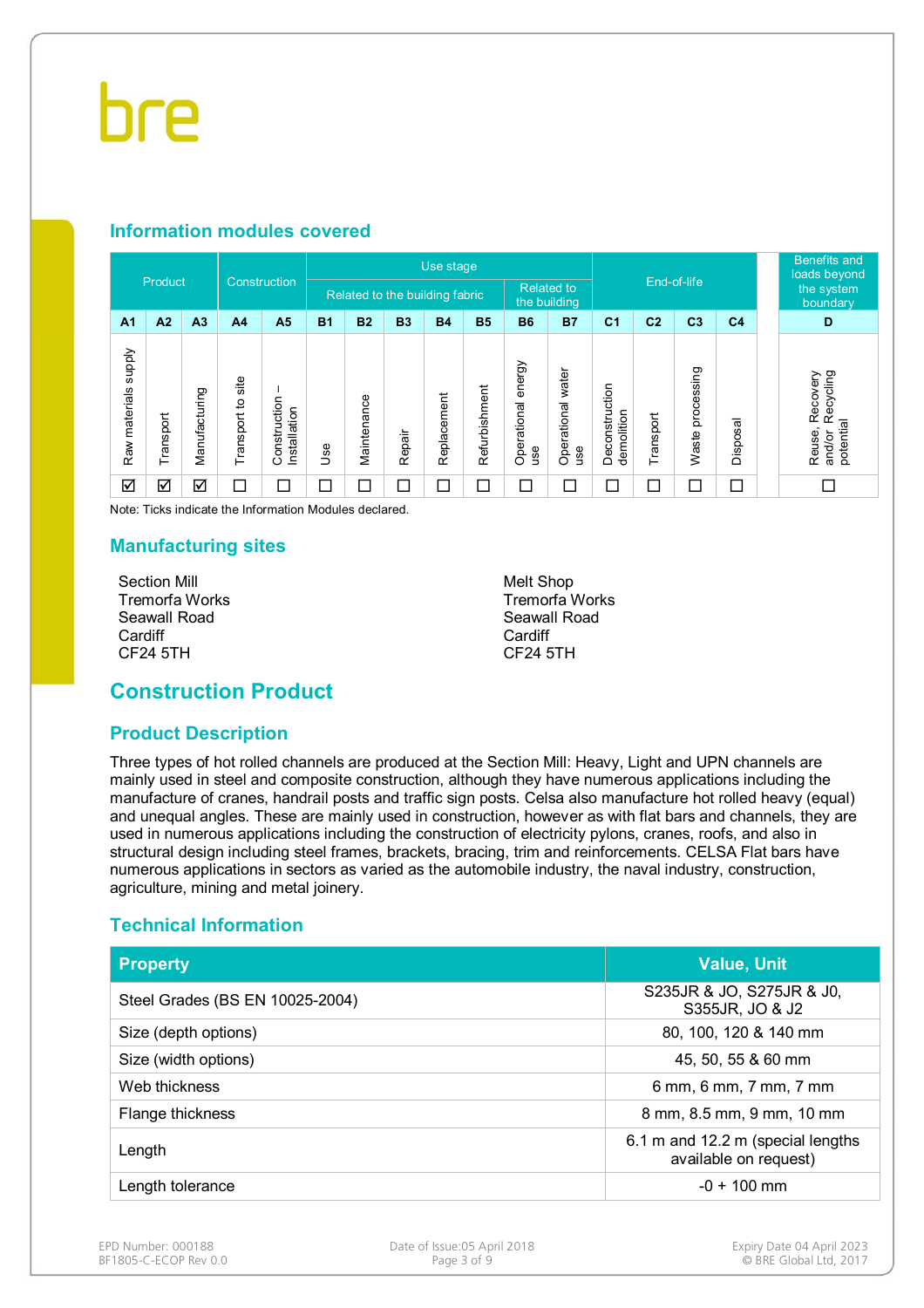## Information modules covered

| Product | | | Construction | | Use stage | | | | | | | End-of-life | | | | Benefits and loads beyond the system boundary |
|---|---|---|---|---|---|---|---|---|---|---|---|---|---|---|---|---|
| | | | | | Related to the building fabric | | | | | Related to the building | | | | | | |
| A1 | A2 | A3 | A4 | A5 | B1 | B2 | B3 | B4 | B5 | B6 | B7 | C1 | C2 | C3 | C4 | D |
| Raw materials supply | Transport | Manufacturing | Transport to site | Construction – Installation | Use | Maintenance | Repair | Replacement | Refurbishment | Operational energy use | Operational water use | Deconstruction demolition | Transport | Waste processing | Disposal | Reuse, Recovery and/or Recycling potential |
| ☑ | ☑ | ☑ | ☐ | ☐ | ☐ | ☐ | ☐ | ☐ | ☐ | ☐ | ☐ | ☐ | ☐ | ☐ | ☐ | ☐ |

Note: Ticks indicate the Information Modules declared.

## Manufacturing sites

Section Mill
Tremorfa Works
Seawall Road
Cardiff
CF24 5TH

Melt Shop
Tremorfa Works
Seawall Road
Cardiff
CF24 5TH

# Construction Product

## Product Description

Three types of hot rolled channels are produced at the Section Mill: Heavy, Light and UPN channels are mainly used in steel and composite construction, although they have numerous applications including the manufacture of cranes, handrail posts and traffic sign posts. Celsa also manufacture hot rolled heavy (equal) and unequal angles. These are mainly used in construction, however as with flat bars and channels, they are used in numerous applications including the construction of electricity pylons, cranes, roofs, and also in structural design including steel frames, brackets, bracing, trim and reinforcements. CELSA Flat bars have numerous applications in sectors as varied as the automobile industry, the naval industry, construction, agriculture, mining and metal joinery.

## Technical Information

| Property | Value, Unit |
|---|---|
| Steel Grades (BS EN 10025-2004) | S235JR & JO, S275JR & J0, S355JR, JO & J2 |
| Size (depth options) | 80, 100, 120 & 140 mm |
| Size (width options) | 45, 50, 55 & 60 mm |
| Web thickness | 6 mm, 6 mm, 7 mm, 7 mm |
| Flange thickness | 8 mm, 8.5 mm, 9 mm, 10 mm |
| Length | 6.1 m and 12.2 m (special lengths available on request) |
| Length tolerance | -0 + 100 mm |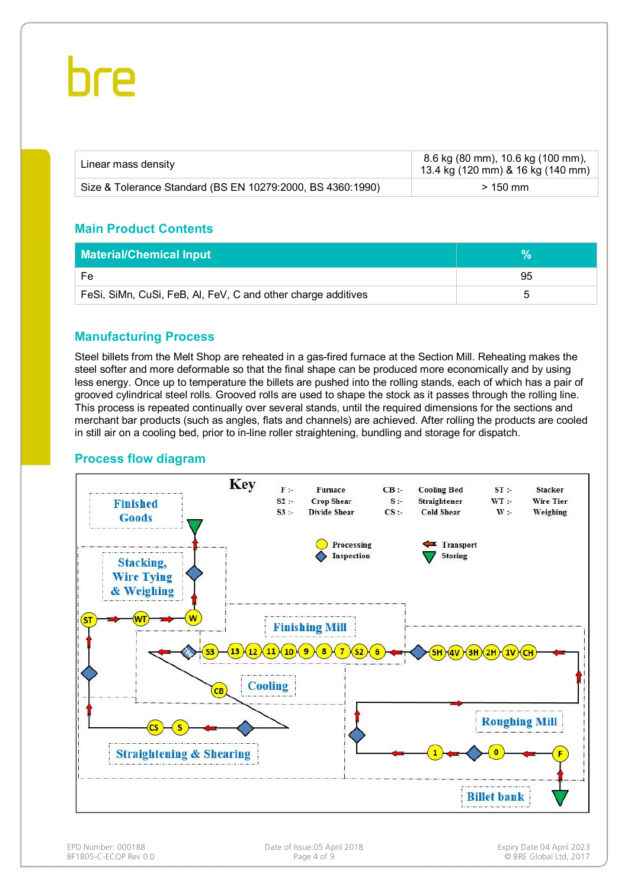| Linear mass density | 8.6 kg (80 mm), 10.6 kg (100 mm), 13.4 kg (120 mm) & 16 kg (140 mm) |
|---|---|
| Size & Tolerance Standard (BS EN 10279:2000, BS 4360:1990) | > 150 mm |

## Main Product Contents

| Material/Chemical Input | % |
|---|---|
| Fe | 95 |
| FeSi, SiMn, CuSi, FeB, Al, FeV, C and other charge additives | 5 |

## Manufacturing Process

Steel billets from the Melt Shop are reheated in a gas-fired furnace at the Section Mill. Reheating makes the steel softer and more deformable so that the final shape can be produced more economically and by using less energy. Once up to temperature the billets are pushed into the rolling stands, each of which has a pair of grooved cylindrical steel rolls. Grooved rolls are used to shape the stock as it passes through the rolling line. This process is repeated continually over several stands, until the required dimensions for the sections and merchant bar products (such as angles, flats and channels) are achieved. After rolling the products are cooled in still air on a cooling bed, prior to in-line roller straightening, bundling and storage for dispatch.

## Process flow diagram

**Key**

| | | | | | |
|---|---|---|---|---|---|
| F :- | Furnace | CB :- | Cooling Bed | ST :- | Stacker |
| S2 :- | Crop Shear | S :- | Straightener | WT :- | Wire Tier |
| S3 :- | Divide Shear | CS :- | Cold Shear | W :- | Weighing |

- Processing
- Inspection
- Transport
- Storing

Billet bank → Roughing Mill (F, 0, 1, CH, 1V, 2H, 3H, 4V, 5H) → Finishing Mill (6, S2, 7, 8, 9, 10, 11, 12, 13, S3) → Cooling (CB) → Straightening & Shearing (S, CS) → Stacking, Wire Tying & Weighing (ST, WT, W) → Finished Goods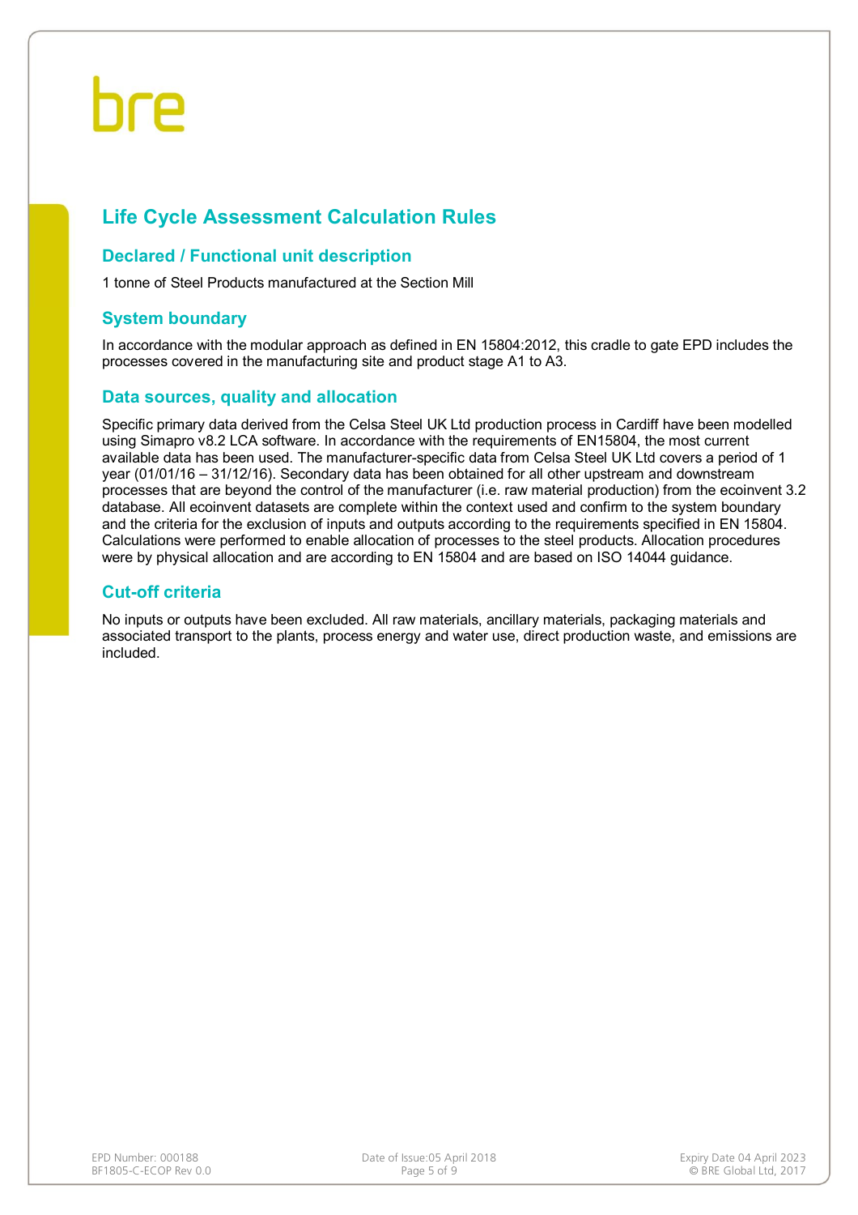# Life Cycle Assessment Calculation Rules

## Declared / Functional unit description

1 tonne of Steel Products manufactured at the Section Mill

## System boundary

In accordance with the modular approach as defined in EN 15804:2012, this cradle to gate EPD includes the processes covered in the manufacturing site and product stage A1 to A3.

## Data sources, quality and allocation

Specific primary data derived from the Celsa Steel UK Ltd production process in Cardiff have been modelled using Simapro v8.2 LCA software. In accordance with the requirements of EN15804, the most current available data has been used. The manufacturer-specific data from Celsa Steel UK Ltd covers a period of 1 year (01/01/16 – 31/12/16). Secondary data has been obtained for all other upstream and downstream processes that are beyond the control of the manufacturer (i.e. raw material production) from the ecoinvent 3.2 database. All ecoinvent datasets are complete within the context used and confirm to the system boundary and the criteria for the exclusion of inputs and outputs according to the requirements specified in EN 15804. Calculations were performed to enable allocation of processes to the steel products. Allocation procedures were by physical allocation and are according to EN 15804 and are based on ISO 14044 guidance.

## Cut-off criteria

No inputs or outputs have been excluded. All raw materials, ancillary materials, packaging materials and associated transport to the plants, process energy and water use, direct production waste, and emissions are included.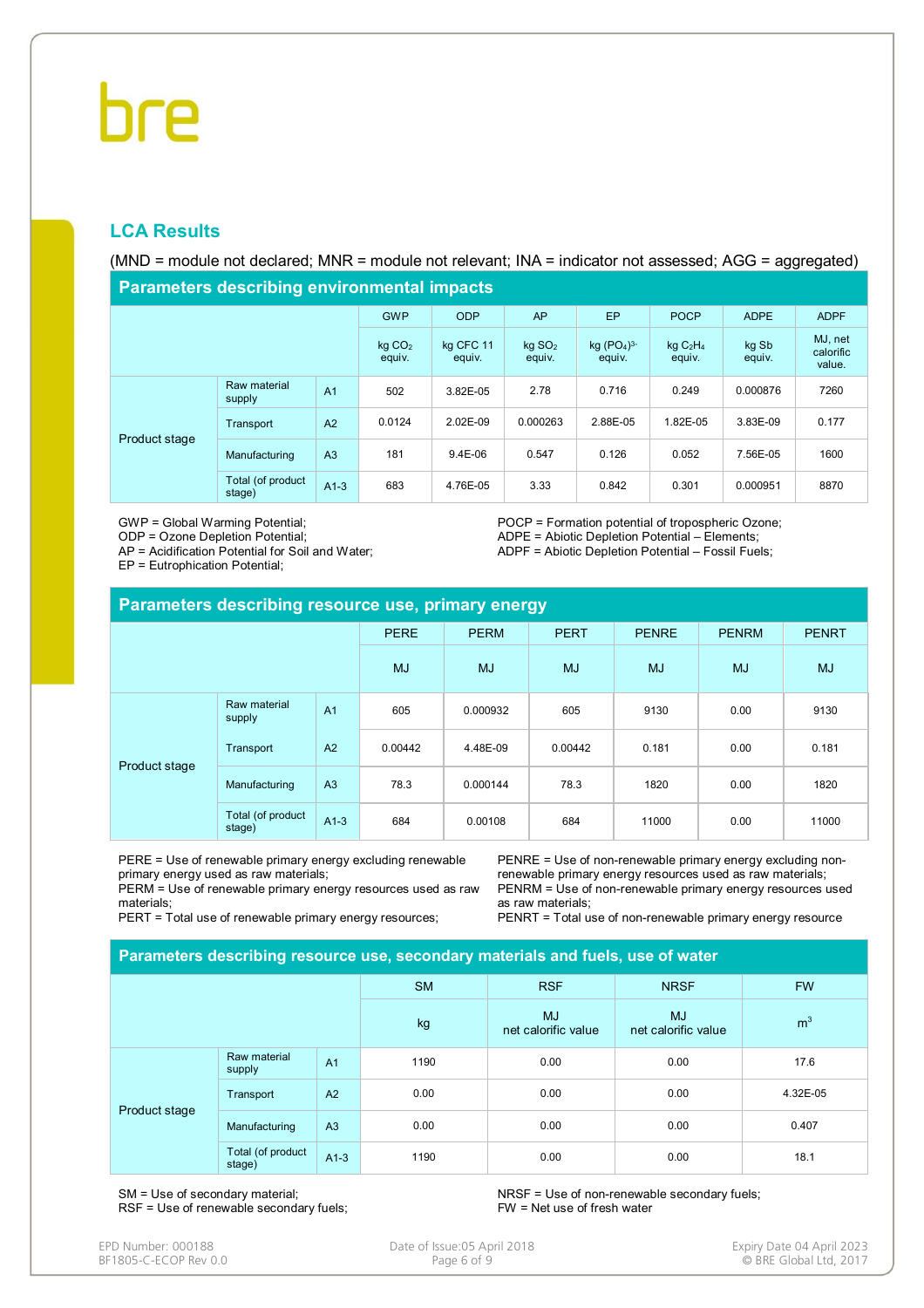## LCA Results

(MND = module not declared; MNR = module not relevant; INA = indicator not assessed; AGG = aggregated)

### Parameters describing environmental impacts

| | | | GWP | ODP | AP | EP | POCP | ADPE | ADPF |
|---|---|---|---|---|---|---|---|---|---|
| | | | kg $CO_2$ equiv. | kg CFC 11 equiv. | kg $SO_2$ equiv. | kg $(PO_4)^{3-}$ equiv. | kg $C_2H_4$ equiv. | kg Sb equiv. | MJ, net calorific value. |
| Product stage | Raw material supply | A1 | 502 | 3.82E-05 | 2.78 | 0.716 | 0.249 | 0.000876 | 7260 |
| | Transport | A2 | 0.0124 | 2.02E-09 | 0.000263 | 2.88E-05 | 1.82E-05 | 3.83E-09 | 0.177 |
| | Manufacturing | A3 | 181 | 9.4E-06 | 0.547 | 0.126 | 0.052 | 7.56E-05 | 1600 |
| | Total (of product stage) | A1-3 | 683 | 4.76E-05 | 3.33 | 0.842 | 0.301 | 0.000951 | 8870 |

GWP = Global Warming Potential;
ODP = Ozone Depletion Potential;
AP = Acidification Potential for Soil and Water;
EP = Eutrophication Potential;
POCP = Formation potential of tropospheric Ozone;
ADPE = Abiotic Depletion Potential – Elements;
ADPF = Abiotic Depletion Potential – Fossil Fuels;

### Parameters describing resource use, primary energy

| | | | PERE | PERM | PERT | PENRE | PENRM | PENRT |
|---|---|---|---|---|---|---|---|---|
| | | | MJ | MJ | MJ | MJ | MJ | MJ |
| Product stage | Raw material supply | A1 | 605 | 0.000932 | 605 | 9130 | 0.00 | 9130 |
| | Transport | A2 | 0.00442 | 4.48E-09 | 0.00442 | 0.181 | 0.00 | 0.181 |
| | Manufacturing | A3 | 78.3 | 0.000144 | 78.3 | 1820 | 0.00 | 1820 |
| | Total (of product stage) | A1-3 | 684 | 0.00108 | 684 | 11000 | 0.00 | 11000 |

PERE = Use of renewable primary energy excluding renewable primary energy used as raw materials;
PERM = Use of renewable primary energy resources used as raw materials;
PERT = Total use of renewable primary energy resources;
PENRE = Use of non-renewable primary energy excluding non-renewable primary energy resources used as raw materials;
PENRM = Use of non-renewable primary energy resources used as raw materials;
PENRT = Total use of non-renewable primary energy resource

### Parameters describing resource use, secondary materials and fuels, use of water

| | | | SM | RSF | NRSF | FW |
|---|---|---|---|---|---|---|
| | | | kg | MJ net calorific value | MJ net calorific value | $m^3$ |
| Product stage | Raw material supply | A1 | 1190 | 0.00 | 0.00 | 17.6 |
| | Transport | A2 | 0.00 | 0.00 | 0.00 | 4.32E-05 |
| | Manufacturing | A3 | 0.00 | 0.00 | 0.00 | 0.407 |
| | Total (of product stage) | A1-3 | 1190 | 0.00 | 0.00 | 18.1 |

SM = Use of secondary material;
RSF = Use of renewable secondary fuels;
NRSF = Use of non-renewable secondary fuels;
FW = Net use of fresh water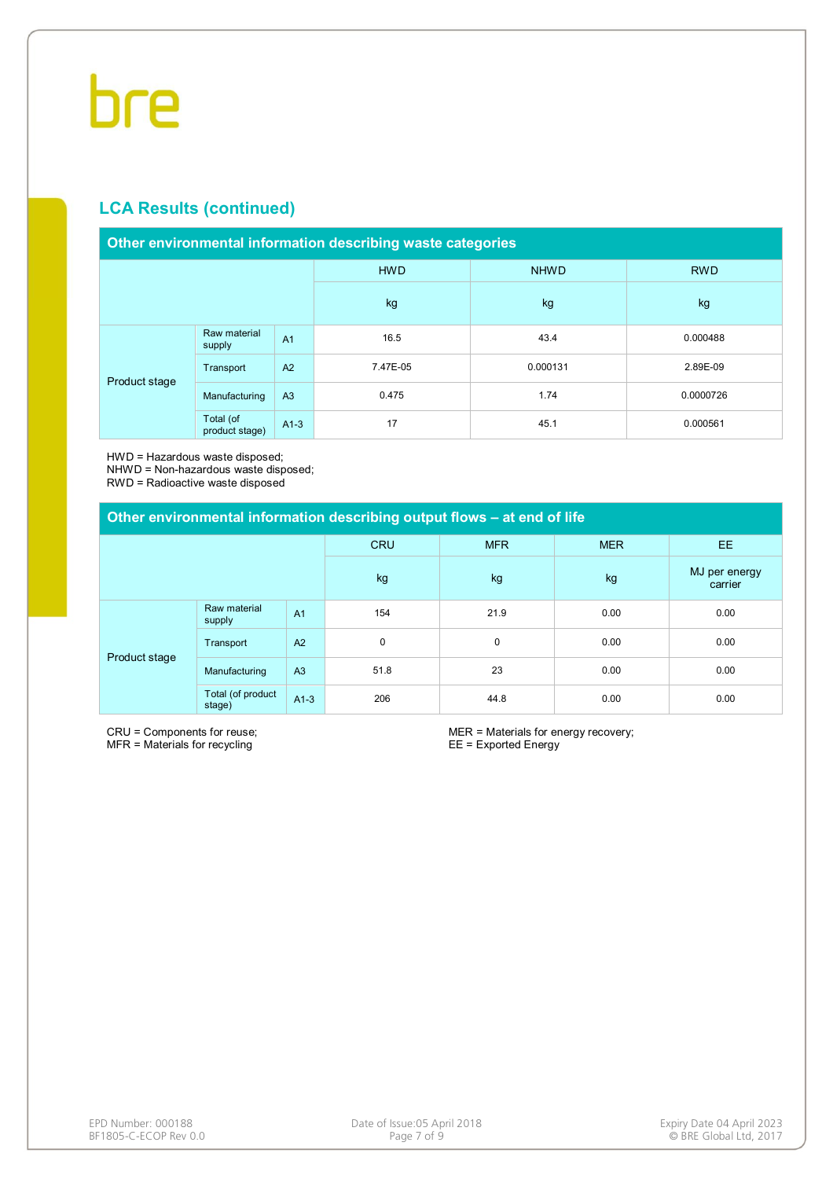## LCA Results (continued)

| Other environmental information describing waste categories | | | HWD | NHWD | RWD |
|---|---|---|---|---|---|
| | | | kg | kg | kg |
| Product stage | Raw material supply | A1 | 16.5 | 43.4 | 0.000488 |
| | Transport | A2 | 7.47E-05 | 0.000131 | 2.89E-09 |
| | Manufacturing | A3 | 0.475 | 1.74 | 0.0000726 |
| | Total (of product stage) | A1-3 | 17 | 45.1 | 0.000561 |

HWD = Hazardous waste disposed;
NHWD = Non-hazardous waste disposed;
RWD = Radioactive waste disposed

| Other environmental information describing output flows – at end of life | | | CRU | MFR | MER | EE |
|---|---|---|---|---|---|---|
| | | | kg | kg | kg | MJ per energy carrier |
| Product stage | Raw material supply | A1 | 154 | 21.9 | 0.00 | 0.00 |
| | Transport | A2 | 0 | 0 | 0.00 | 0.00 |
| | Manufacturing | A3 | 51.8 | 23 | 0.00 | 0.00 |
| | Total (of product stage) | A1-3 | 206 | 44.8 | 0.00 | 0.00 |

CRU = Components for reuse;
MFR = Materials for recycling
MER = Materials for energy recovery;
EE = Exported Energy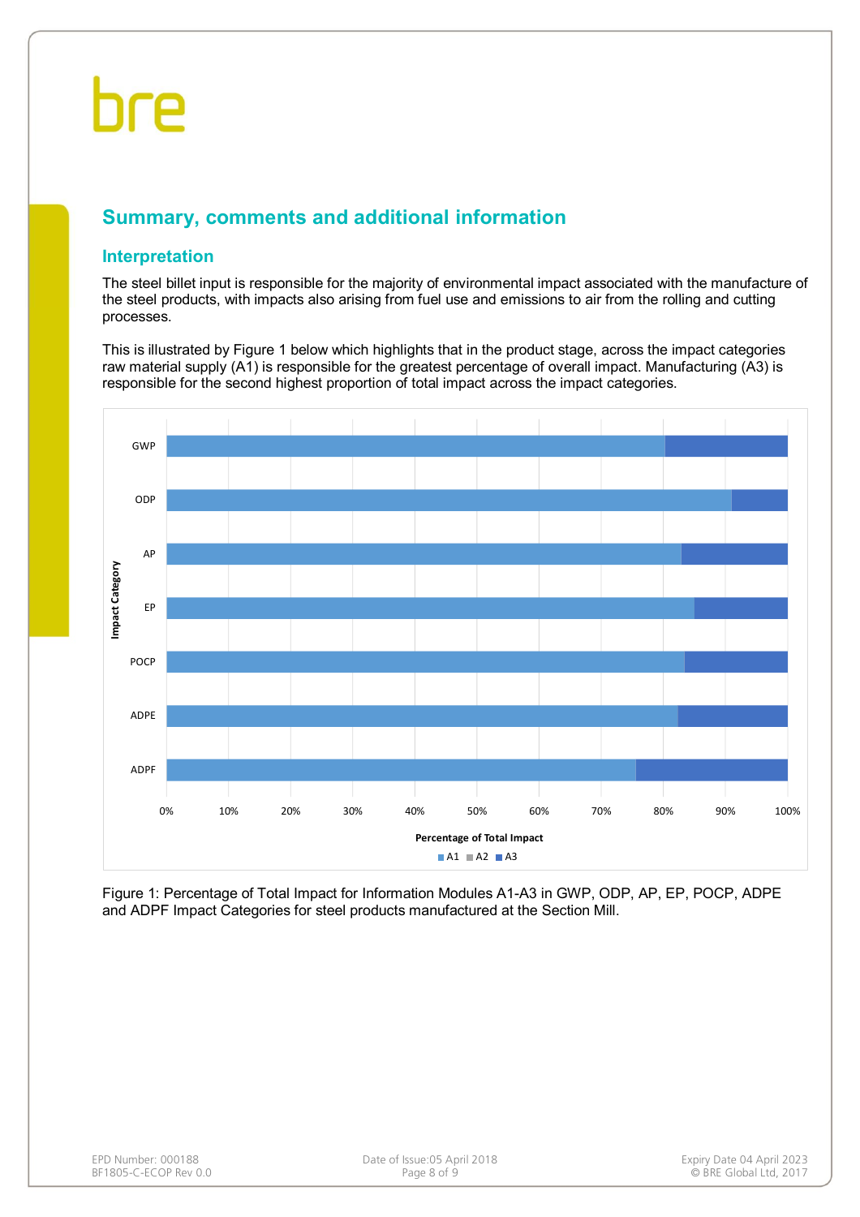## Summary, comments and additional information

### Interpretation

The steel billet input is responsible for the majority of environmental impact associated with the manufacture of the steel products, with impacts also arising from fuel use and emissions to air from the rolling and cutting processes.

This is illustrated by Figure 1 below which highlights that in the product stage, across the impact categories raw material supply (A1) is responsible for the greatest percentage of overall impact. Manufacturing (A3) is responsible for the second highest proportion of total impact across the impact categories.

Figure 1: Percentage of Total Impact for Information Modules A1-A3 in GWP, ODP, AP, EP, POCP, ADPE and ADPF Impact Categories for steel products manufactured at the Section Mill.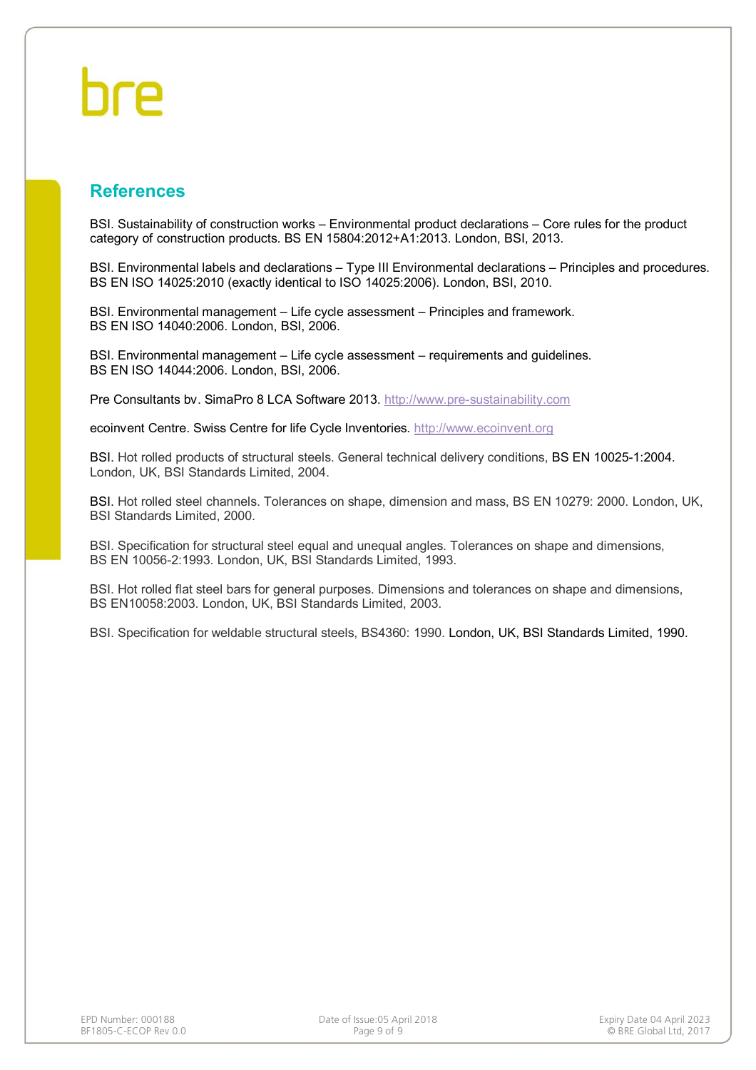## References

BSI. Sustainability of construction works – Environmental product declarations – Core rules for the product category of construction products. BS EN 15804:2012+A1:2013. London, BSI, 2013.

BSI. Environmental labels and declarations – Type III Environmental declarations – Principles and procedures. BS EN ISO 14025:2010 (exactly identical to ISO 14025:2006). London, BSI, 2010.

BSI. Environmental management – Life cycle assessment – Principles and framework. BS EN ISO 14040:2006. London, BSI, 2006.

BSI. Environmental management – Life cycle assessment – requirements and guidelines. BS EN ISO 14044:2006. London, BSI, 2006.

Pre Consultants bv. SimaPro 8 LCA Software 2013. http://www.pre-sustainability.com

ecoinvent Centre. Swiss Centre for life Cycle Inventories. http://www.ecoinvent.org

BSI. Hot rolled products of structural steels. General technical delivery conditions, BS EN 10025-1:2004. London, UK, BSI Standards Limited, 2004.

BSI. Hot rolled steel channels. Tolerances on shape, dimension and mass, BS EN 10279: 2000. London, UK, BSI Standards Limited, 2000.

BSI. Specification for structural steel equal and unequal angles. Tolerances on shape and dimensions, BS EN 10056-2:1993. London, UK, BSI Standards Limited, 1993.

BSI. Hot rolled flat steel bars for general purposes. Dimensions and tolerances on shape and dimensions, BS EN10058:2003. London, UK, BSI Standards Limited, 2003.

BSI. Specification for weldable structural steels, BS4360: 1990. London, UK, BSI Standards Limited, 1990.